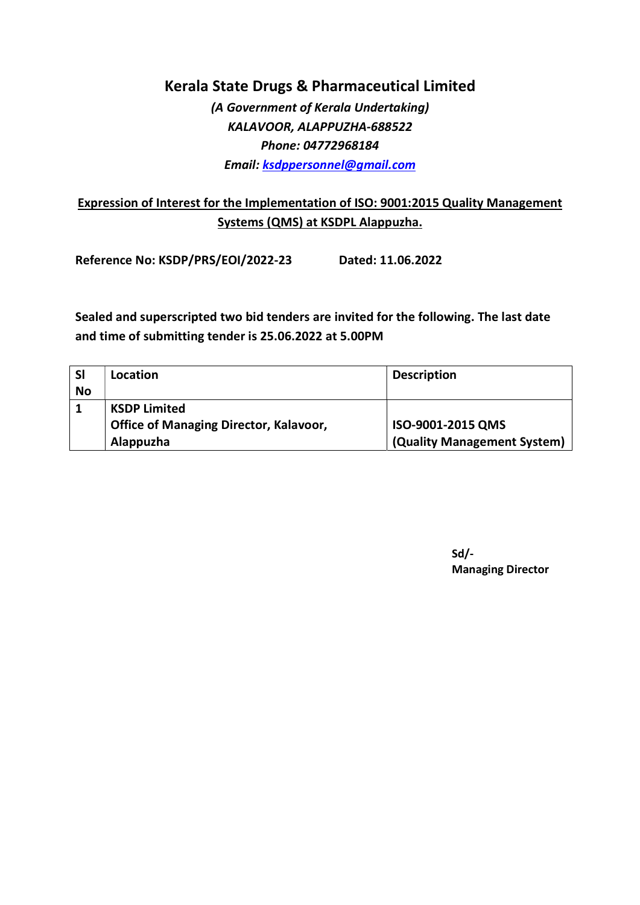# Kerala State Drugs & Pharmaceutical Limited

*(A Government of Kerala Undertaking)*
*KALAVOOR, ALAPPUZHA-688522*
*Phone: 04772968184*
*Email: ksdppersonnel@gmail.com*

**Expression of Interest for the Implementation of ISO: 9001:2015 Quality Management Systems (QMS) at KSDPL Alappuzha.**

**Reference No: KSDP/PRS/EOI/2022-23** **Dated: 11.06.2022**

**Sealed and superscripted two bid tenders are invited for the following. The last date and time of submitting tender is 25.06.2022 at 5.00PM**

| Sl No | Location | Description |
|---|---|---|
| 1 | KSDP Limited<br>Office of Managing Director, Kalavoor, Alappuzha | ISO-9001-2015 QMS<br>(Quality Management System) |

**Sd/-**
**Managing Director**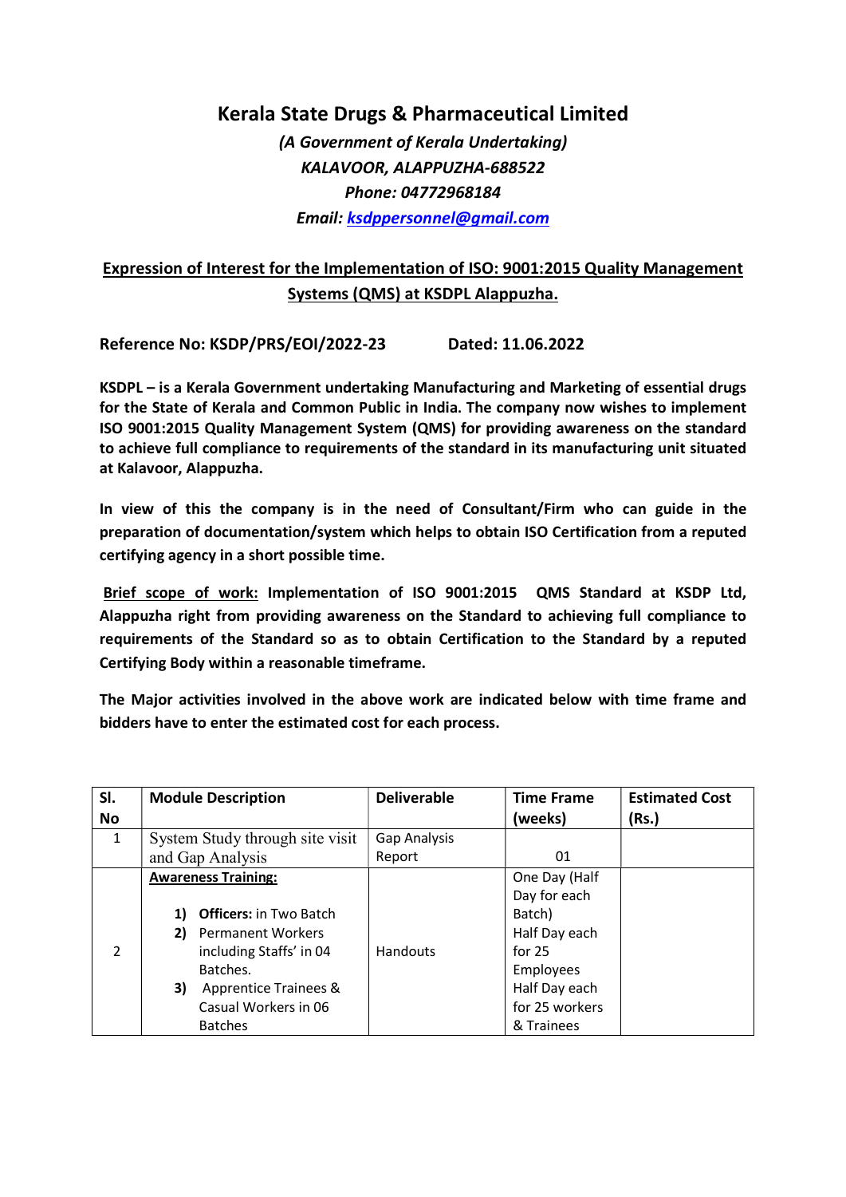# Kerala State Drugs & Pharmaceutical Limited

*(A Government of Kerala Undertaking)*
*KALAVOOR, ALAPPUZHA-688522*
*Phone: 04772968184*
*Email: ksdppersonnel@gmail.com*

## Expression of Interest for the Implementation of ISO: 9001:2015 Quality Management Systems (QMS) at KSDPL Alappuzha.

**Reference No: KSDP/PRS/EOI/2022-23 Dated: 11.06.2022**

**KSDPL – is a Kerala Government undertaking Manufacturing and Marketing of essential drugs for the State of Kerala and Common Public in India. The company now wishes to implement ISO 9001:2015 Quality Management System (QMS) for providing awareness on the standard to achieve full compliance to requirements of the standard in its manufacturing unit situated at Kalavoor, Alappuzha.**

**In view of this the company is in the need of Consultant/Firm who can guide in the preparation of documentation/system which helps to obtain ISO Certification from a reputed certifying agency in a short possible time.**

**Brief scope of work: Implementation of ISO 9001:2015 QMS Standard at KSDP Ltd, Alappuzha right from providing awareness on the Standard to achieving full compliance to requirements of the Standard so as to obtain Certification to the Standard by a reputed Certifying Body within a reasonable timeframe.**

**The Major activities involved in the above work are indicated below with time frame and bidders have to enter the estimated cost for each process.**

| Sl. No | Module Description | Deliverable | Time Frame (weeks) | Estimated Cost (Rs.) |
|---|---|---|---|---|
| 1 | System Study through site visit and Gap Analysis | Gap Analysis Report | 01 | |
| 2 | **Awareness Training:**<br>1) **Officers:** in Two Batch<br>2) Permanent Workers including Staffs' in 04 Batches.<br>3) Apprentice Trainees & Casual Workers in 06 Batches | Handouts | One Day (Half Day for each Batch)<br>Half Day each for 25 Employees<br>Half Day each for 25 workers & Trainees | |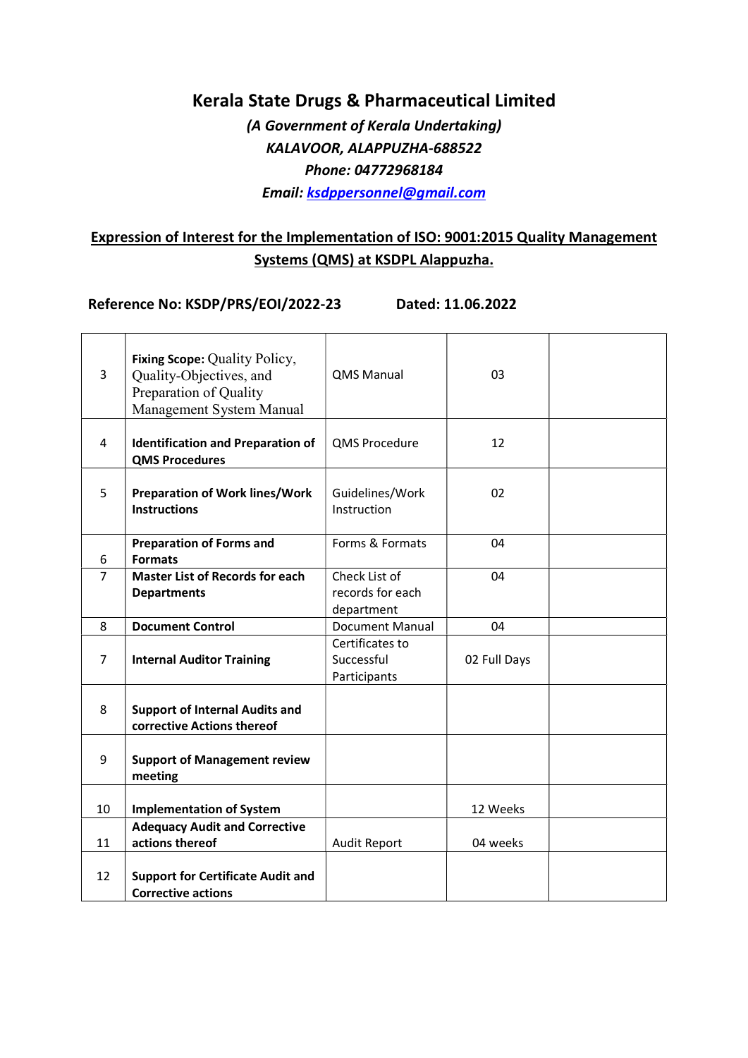# Kerala State Drugs & Pharmaceutical Limited

*(A Government of Kerala Undertaking)*
*KALAVOOR, ALAPPUZHA-688522*
*Phone: 04772968184*
*Email: ksdppersonnel@gmail.com*

## Expression of Interest for the Implementation of ISO: 9001:2015 Quality Management Systems (QMS) at KSDPL Alappuzha.

**Reference No: KSDP/PRS/EOI/2022-23 Dated: 11.06.2022**

| | | | | |
|---|---|---|---|---|
| 3 | **Fixing Scope:** Quality Policy, Quality-Objectives, and Preparation of Quality Management System Manual | QMS Manual | 03 | |
| 4 | **Identification and Preparation of QMS Procedures** | QMS Procedure | 12 | |
| 5 | **Preparation of Work lines/Work Instructions** | Guidelines/Work Instruction | 02 | |
| 6 | **Preparation of Forms and Formats** | Forms & Formats | 04 | |
| 7 | **Master List of Records for each Departments** | Check List of records for each department | 04 | |
| 8 | **Document Control** | Document Manual | 04 | |
| 7 | **Internal Auditor Training** | Certificates to Successful Participants | 02 Full Days | |
| 8 | **Support of Internal Audits and corrective Actions thereof** | | | |
| 9 | **Support of Management review meeting** | | | |
| 10 | **Implementation of System** | | 12 Weeks | |
| 11 | **Adequacy Audit and Corrective actions thereof** | Audit Report | 04 weeks | |
| 12 | **Support for Certificate Audit and Corrective actions** | | | |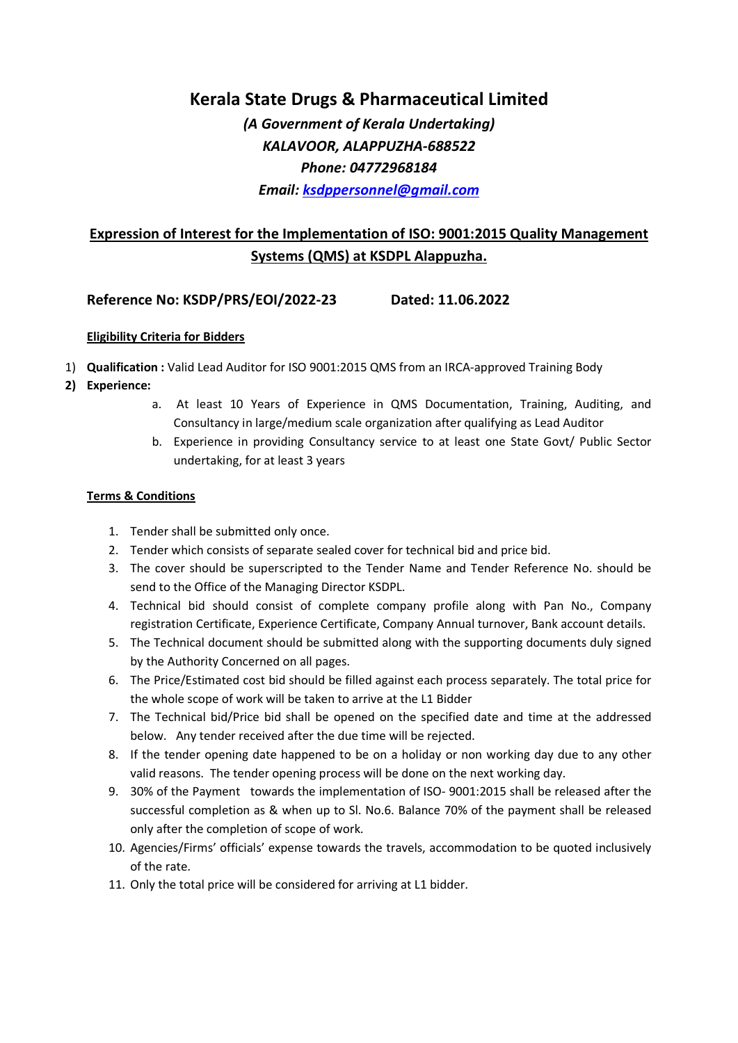# Kerala State Drugs & Pharmaceutical Limited

***(A Government of Kerala Undertaking)***
***KALAVOOR, ALAPPUZHA-688522***
***Phone: 04772968184***
***Email: ksdppersonnel@gmail.com***

## Expression of Interest for the Implementation of ISO: 9001:2015 Quality Management Systems (QMS) at KSDPL Alappuzha.

**Reference No: KSDP/PRS/EOI/2022-23 Dated: 11.06.2022**

**Eligibility Criteria for Bidders**

1) **Qualification :** Valid Lead Auditor for ISO 9001:2015 QMS from an IRCA-approved Training Body
2) **Experience:**
   a. At least 10 Years of Experience in QMS Documentation, Training, Auditing, and Consultancy in large/medium scale organization after qualifying as Lead Auditor
   b. Experience in providing Consultancy service to at least one State Govt/ Public Sector undertaking, for at least 3 years

**Terms & Conditions**

1. Tender shall be submitted only once.
2. Tender which consists of separate sealed cover for technical bid and price bid.
3. The cover should be superscripted to the Tender Name and Tender Reference No. should be send to the Office of the Managing Director KSDPL.
4. Technical bid should consist of complete company profile along with Pan No., Company registration Certificate, Experience Certificate, Company Annual turnover, Bank account details.
5. The Technical document should be submitted along with the supporting documents duly signed by the Authority Concerned on all pages.
6. The Price/Estimated cost bid should be filled against each process separately. The total price for the whole scope of work will be taken to arrive at the L1 Bidder
7. The Technical bid/Price bid shall be opened on the specified date and time at the addressed below. Any tender received after the due time will be rejected.
8. If the tender opening date happened to be on a holiday or non working day due to any other valid reasons. The tender opening process will be done on the next working day.
9. 30% of the Payment towards the implementation of ISO- 9001:2015 shall be released after the successful completion as & when up to Sl. No.6. Balance 70% of the payment shall be released only after the completion of scope of work.
10. Agencies/Firms' officials' expense towards the travels, accommodation to be quoted inclusively of the rate.
11. Only the total price will be considered for arriving at L1 bidder.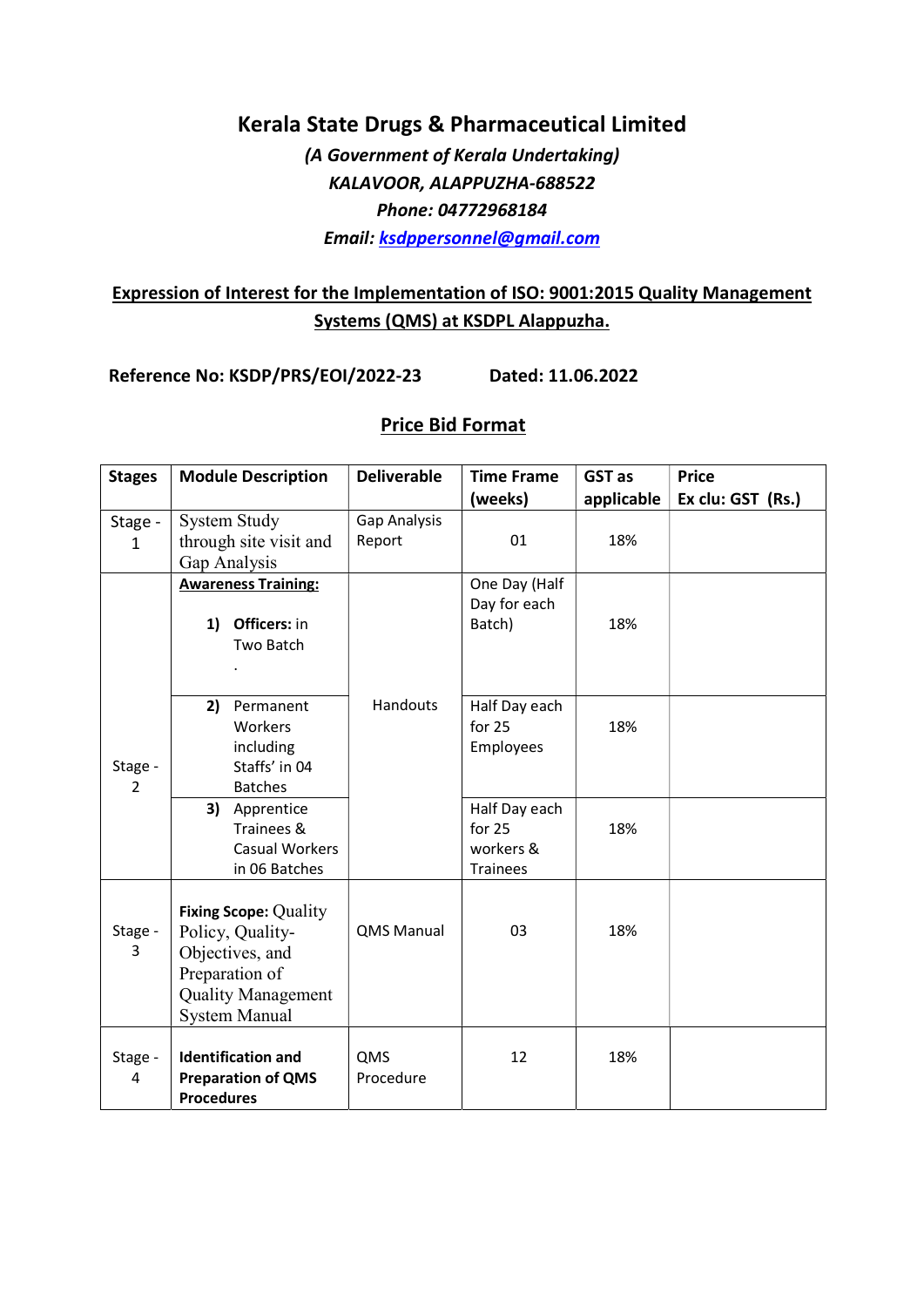# Kerala State Drugs & Pharmaceutical Limited

*(A Government of Kerala Undertaking)*
*KALAVOOR, ALAPPUZHA-688522*
*Phone: 04772968184*
*Email: ksdppersonnel@gmail.com*

## Expression of Interest for the Implementation of ISO: 9001:2015 Quality Management Systems (QMS) at KSDPL Alappuzha.

**Reference No: KSDP/PRS/EOI/2022-23 Dated: 11.06.2022**

### Price Bid Format

| Stages | Module Description | Deliverable | Time Frame (weeks) | GST as applicable | Price Ex clu: GST (Rs.) |
|---|---|---|---|---|---|
| Stage - 1 | System Study through site visit and Gap Analysis | Gap Analysis Report | 01 | 18% | |
| Stage - 2 | **Awareness Training:** 1) **Officers:** in Two Batch . | Handouts | One Day (Half Day for each Batch) | 18% | |
| | 2) Permanent Workers including Staffs' in 04 Batches | | Half Day each for 25 Employees | 18% | |
| | 3) Apprentice Trainees & Casual Workers in 06 Batches | | Half Day each for 25 workers & Trainees | 18% | |
| Stage - 3 | **Fixing Scope:** Quality Policy, Quality-Objectives, and Preparation of Quality Management System Manual | QMS Manual | 03 | 18% | |
| Stage - 4 | **Identification and Preparation of QMS Procedures** | QMS Procedure | 12 | 18% | |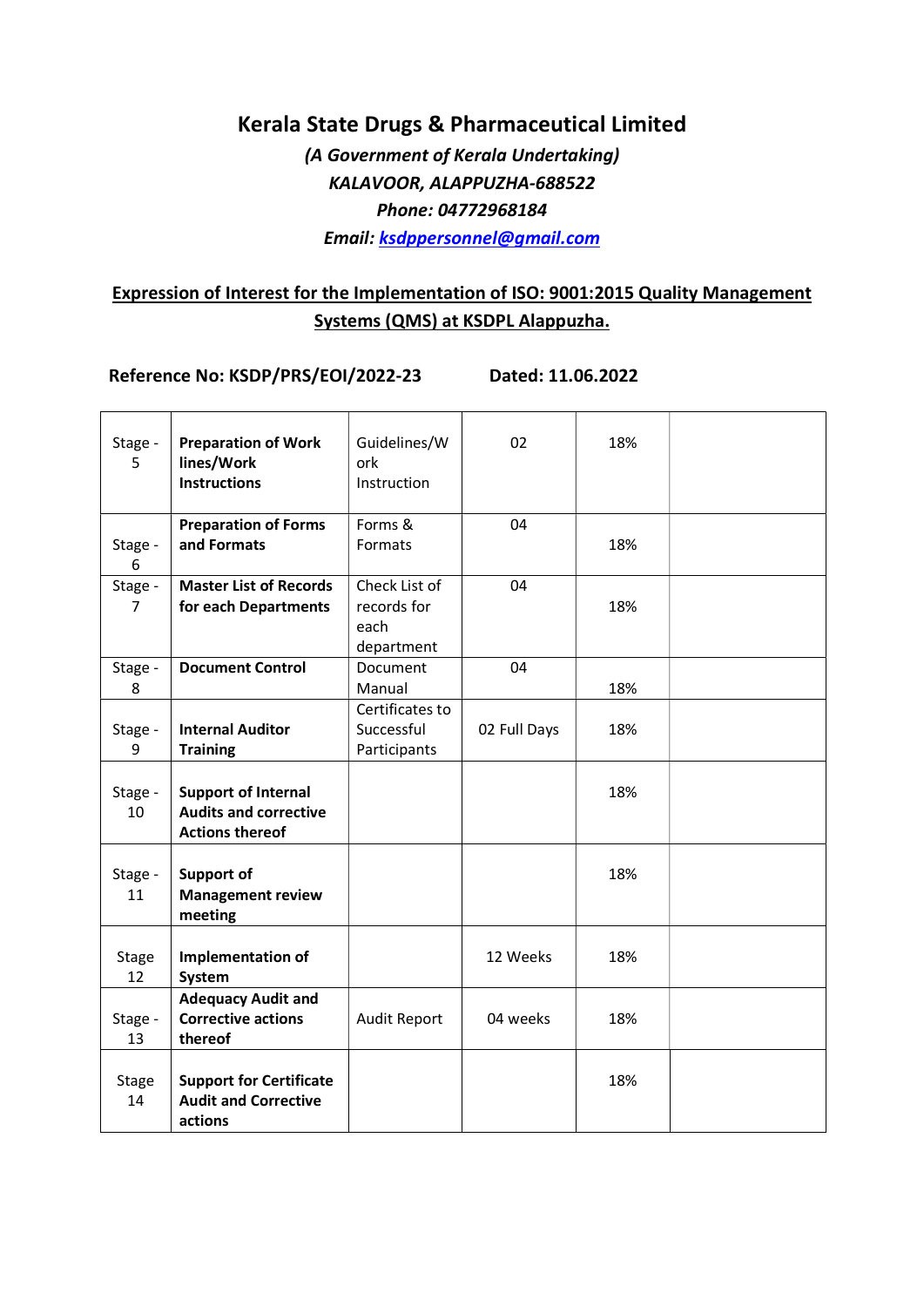# Kerala State Drugs & Pharmaceutical Limited

***(A Government of Kerala Undertaking)***
***KALAVOOR, ALAPPUZHA-688522***
***Phone: 04772968184***
***Email: ksdppersonnel@gmail.com***

## Expression of Interest for the Implementation of ISO: 9001:2015 Quality Management Systems (QMS) at KSDPL Alappuzha.

**Reference No: KSDP/PRS/EOI/2022-23** **Dated: 11.06.2022**

| | | | | | |
|---|---|---|---|---|---|
| Stage - 5 | **Preparation of Work lines/Work Instructions** | Guidelines/Work Instruction | 02 | 18% | |
| Stage - 6 | **Preparation of Forms and Formats** | Forms & Formats | 04 | 18% | |
| Stage - 7 | **Master List of Records for each Departments** | Check List of records for each department | 04 | 18% | |
| Stage - 8 | **Document Control** | Document Manual | 04 | 18% | |
| Stage - 9 | **Internal Auditor Training** | Certificates to Successful Participants | 02 Full Days | 18% | |
| Stage - 10 | **Support of Internal Audits and corrective Actions thereof** | | | 18% | |
| Stage - 11 | **Support of Management review meeting** | | | 18% | |
| Stage 12 | **Implementation of System** | | 12 Weeks | 18% | |
| Stage - 13 | **Adequacy Audit and Corrective actions thereof** | Audit Report | 04 weeks | 18% | |
| Stage 14 | **Support for Certificate Audit and Corrective actions** | | | 18% | |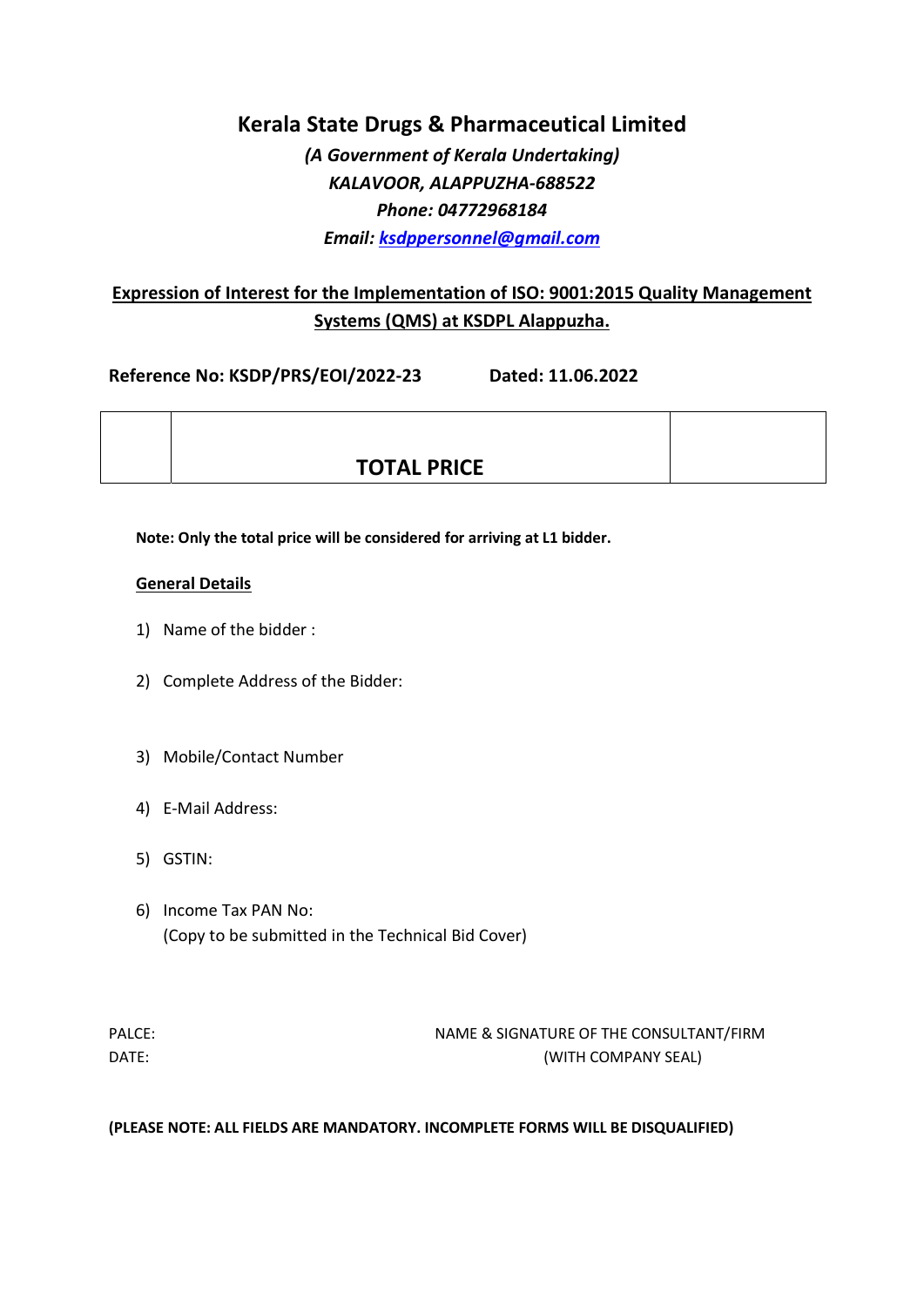# Kerala State Drugs & Pharmaceutical Limited

*(A Government of Kerala Undertaking)*
*KALAVOOR, ALAPPUZHA-688522*
*Phone: 04772968184*
*Email: ksdppersonnel@gmail.com*

**Expression of Interest for the Implementation of ISO: 9001:2015 Quality Management Systems (QMS) at KSDPL Alappuzha.**

**Reference No: KSDP/PRS/EOI/2022-23** **Dated: 11.06.2022**

| | | |
|---|---|---|
| | **TOTAL PRICE** | |

**Note: Only the total price will be considered for arriving at L1 bidder.**

**General Details**

1) Name of the bidder :
2) Complete Address of the Bidder:
3) Mobile/Contact Number
4) E-Mail Address:
5) GSTIN:
6) Income Tax PAN No:
   (Copy to be submitted in the Technical Bid Cover)

PALCE:
DATE:

NAME & SIGNATURE OF THE CONSULTANT/FIRM
(WITH COMPANY SEAL)

**(PLEASE NOTE: ALL FIELDS ARE MANDATORY. INCOMPLETE FORMS WILL BE DISQUALIFIED)**